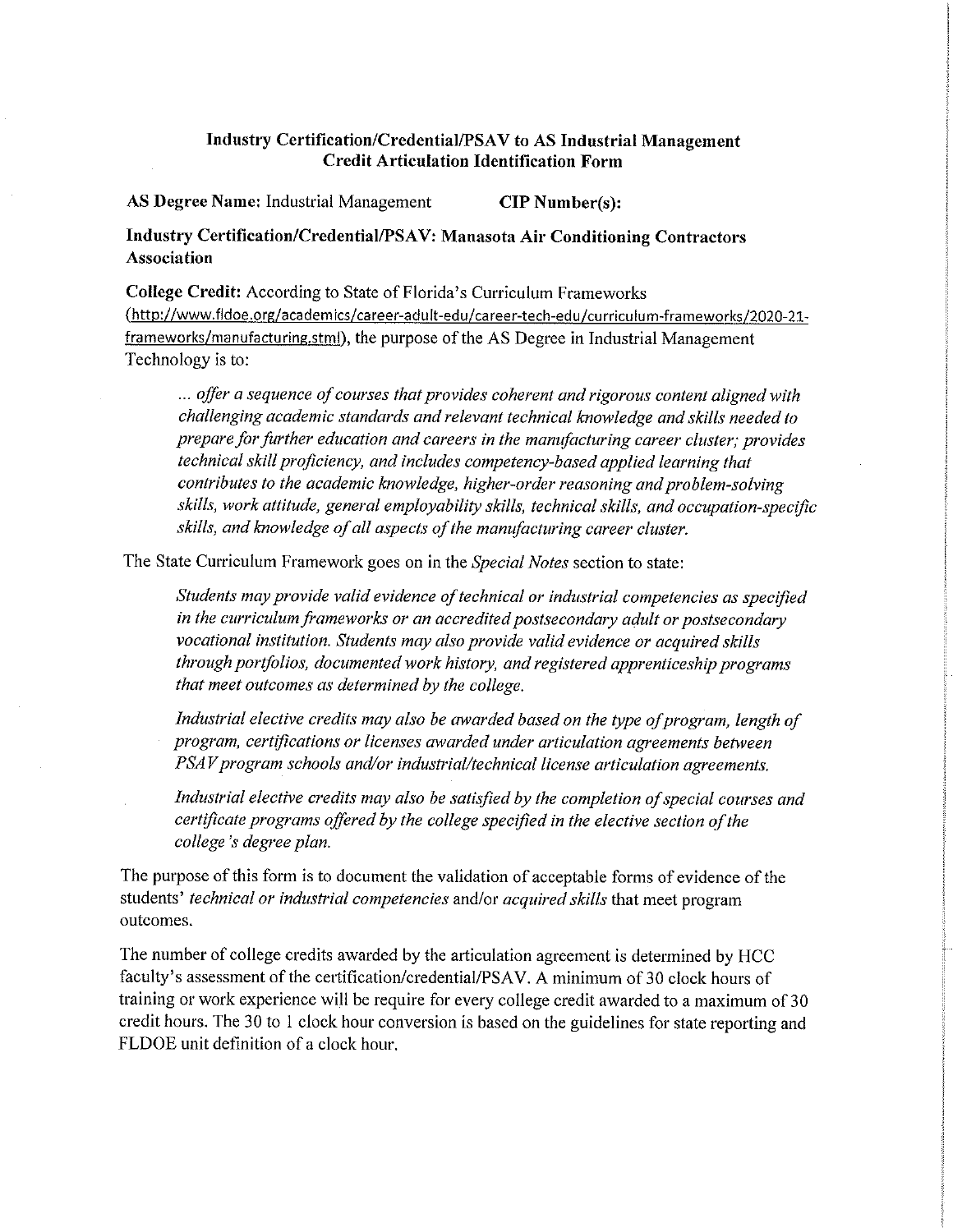# Industry Certification/Credential/PSAV to AS Industrial Management Credit Articulation Identification Form

**AS Degree Name:** Industrial Management **CIP Number(s):**

**Industry Certification/Credential/PSAV: Manasota Air Conditioning Contractors Association**

**College Credit:** According to State of Florida's Curriculum Frameworks (http://www.fldoe.org/academics/career-adult-edu/career-tech-edu/curriculum-frameworks/2020-21-frameworks/manufacturing.stml), the purpose of the AS Degree in Industrial Management Technology is to:

> *... offer a sequence of courses that provides coherent and rigorous content aligned with challenging academic standards and relevant technical knowledge and skills needed to prepare for further education and careers in the manufacturing career cluster; provides technical skill proficiency, and includes competency-based applied learning that contributes to the academic knowledge, higher-order reasoning and problem-solving skills, work attitude, general employability skills, technical skills, and occupation-specific skills, and knowledge of all aspects of the manufacturing career cluster.*

The State Curriculum Framework goes on in the *Special Notes* section to state:

> *Students may provide valid evidence of technical or industrial competencies as specified in the curriculum frameworks or an accredited postsecondary adult or postsecondary vocational institution. Students may also provide valid evidence or acquired skills through portfolios, documented work history, and registered apprenticeship programs that meet outcomes as determined by the college.*
>
> *Industrial elective credits may also be awarded based on the type of program, length of program, certifications or licenses awarded under articulation agreements between PSAV program schools and/or industrial/technical license articulation agreements.*
>
> *Industrial elective credits may also be satisfied by the completion of special courses and certificate programs offered by the college specified in the elective section of the college's degree plan.*

The purpose of this form is to document the validation of acceptable forms of evidence of the students' *technical or industrial competencies* and/or *acquired skills* that meet program outcomes.

The number of college credits awarded by the articulation agreement is determined by HCC faculty's assessment of the certification/credential/PSAV. A minimum of 30 clock hours of training or work experience will be require for every college credit awarded to a maximum of 30 credit hours. The 30 to 1 clock hour conversion is based on the guidelines for state reporting and FLDOE unit definition of a clock hour.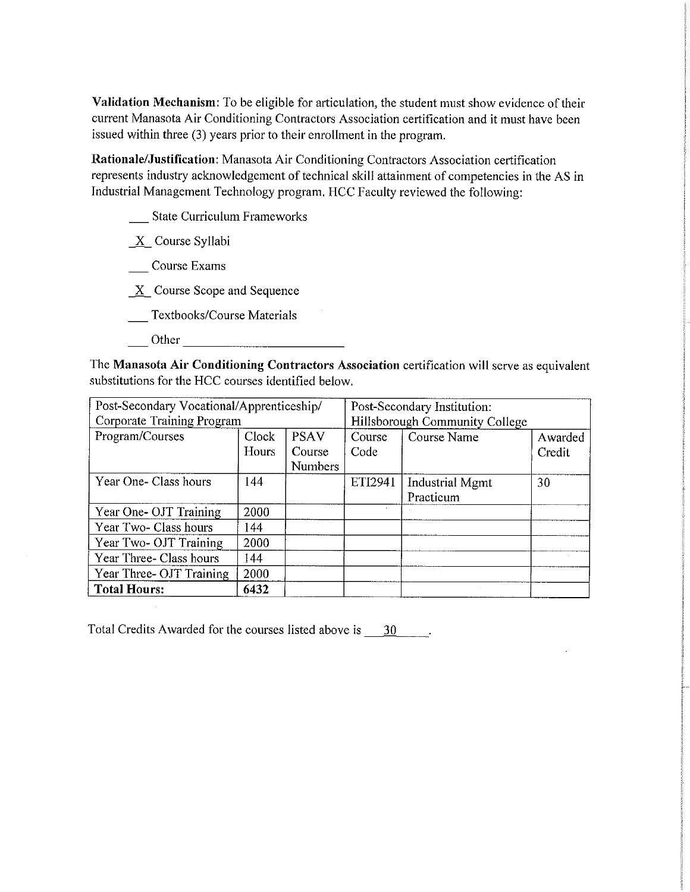**Validation Mechanism**: To be eligible for articulation, the student must show evidence of their current Manasota Air Conditioning Contractors Association certification and it must have been issued within three (3) years prior to their enrollment in the program.

**Rationale/Justification**: Manasota Air Conditioning Contractors Association certification represents industry acknowledgement of technical skill attainment of competencies in the AS in Industrial Management Technology program. HCC Faculty reviewed the following:

- ___ State Curriculum Frameworks
- _X_ Course Syllabi
- ___ Course Exams
- _X_ Course Scope and Sequence
- ___ Textbooks/Course Materials
- ___ Other ______________________

The **Manasota Air Conditioning Contractors Association** certification will serve as equivalent substitutions for the HCC courses identified below.

| Post-Secondary Vocational/Apprenticeship/ Corporate Training Program | | | Post-Secondary Institution: Hillsborough Community College | | |
|---|---|---|---|---|---|
| Program/Courses | Clock Hours | PSAV Course Numbers | Course Code | Course Name | Awarded Credit |
| Year One- Class hours | 144 | | ETI2941 | Industrial Mgmt Practicum | 30 |
| Year One- OJT Training | 2000 | | | | |
| Year Two- Class hours | 144 | | | | |
| Year Two- OJT Training | 2000 | | | | |
| Year Three- Class hours | 144 | | | | |
| Year Three- OJT Training | 2000 | | | | |
| **Total Hours:** | **6432** | | | | |

Total Credits Awarded for the courses listed above is ___30___.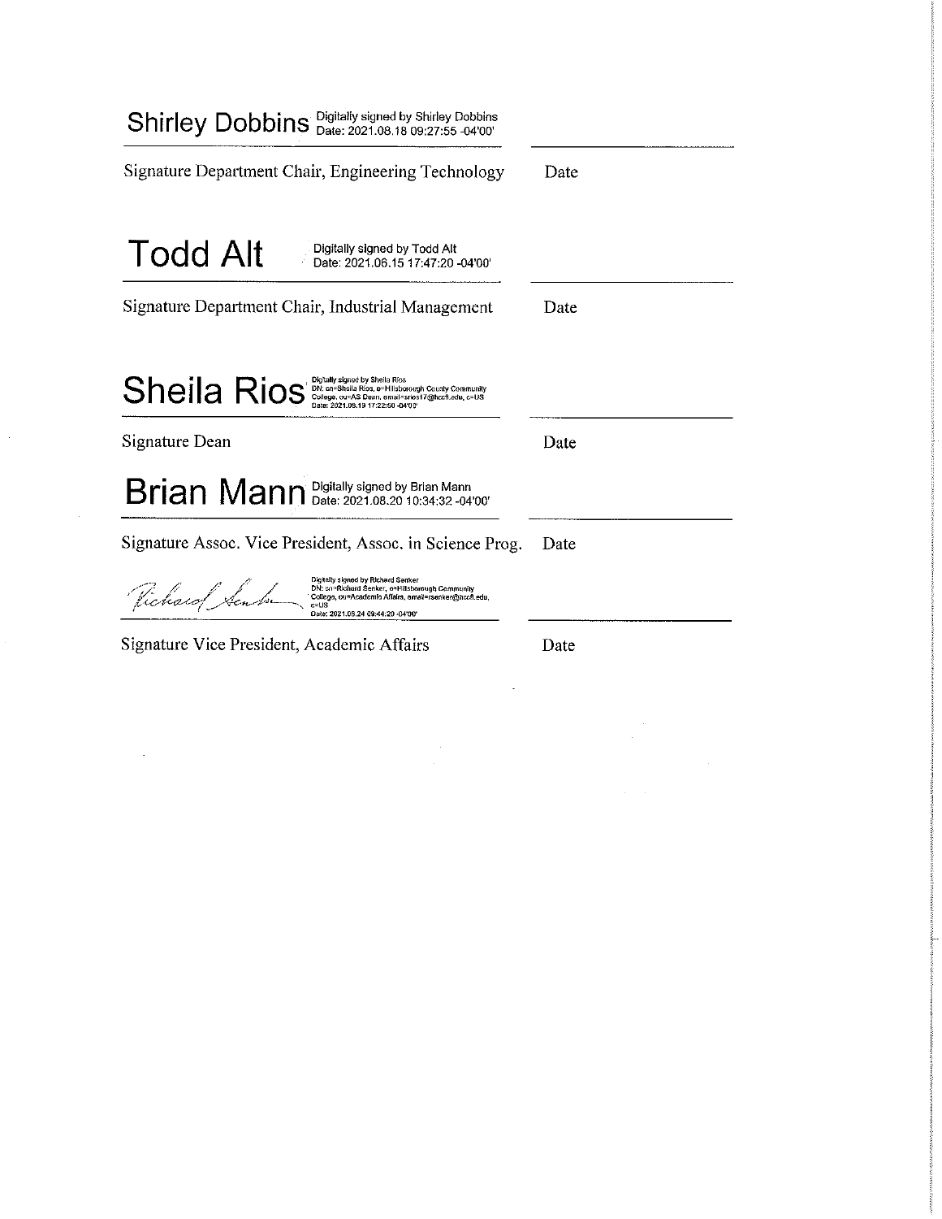Shirley Dobbins Digitally signed by Shirley Dobbins Date: 2021.08.18 09:27:55 -04'00'

Signature Department Chair, Engineering Technology — Date

Todd Alt Digitally signed by Todd Alt Date: 2021.06.15 17:47:20 -04'00'

Signature Department Chair, Industrial Management — Date

Sheila Rios Digitally signed by Sheila Rios DN: cn=Sheila Rios, o=Hillsborough County Community College, ou=AS Dean, email=srios17@hccfl.edu, c=US Date: 2021.06.19 17:22:50 -04'00'

Signature Dean — Date

Brian Mann Digitally signed by Brian Mann Date: 2021.08.20 10:34:32 -04'00'

Signature Assoc. Vice President, Assoc. in Science Prog. — Date

Richard Senker Digitally signed by Richard Senker DN: cn=Richard Senker, o=Hillsborough Community College, ou=Academic Affairs, email=rsenker@hccfl.edu, c=US Date: 2021.06.24 09:44:20 -04'00'

Signature Vice President, Academic Affairs — Date